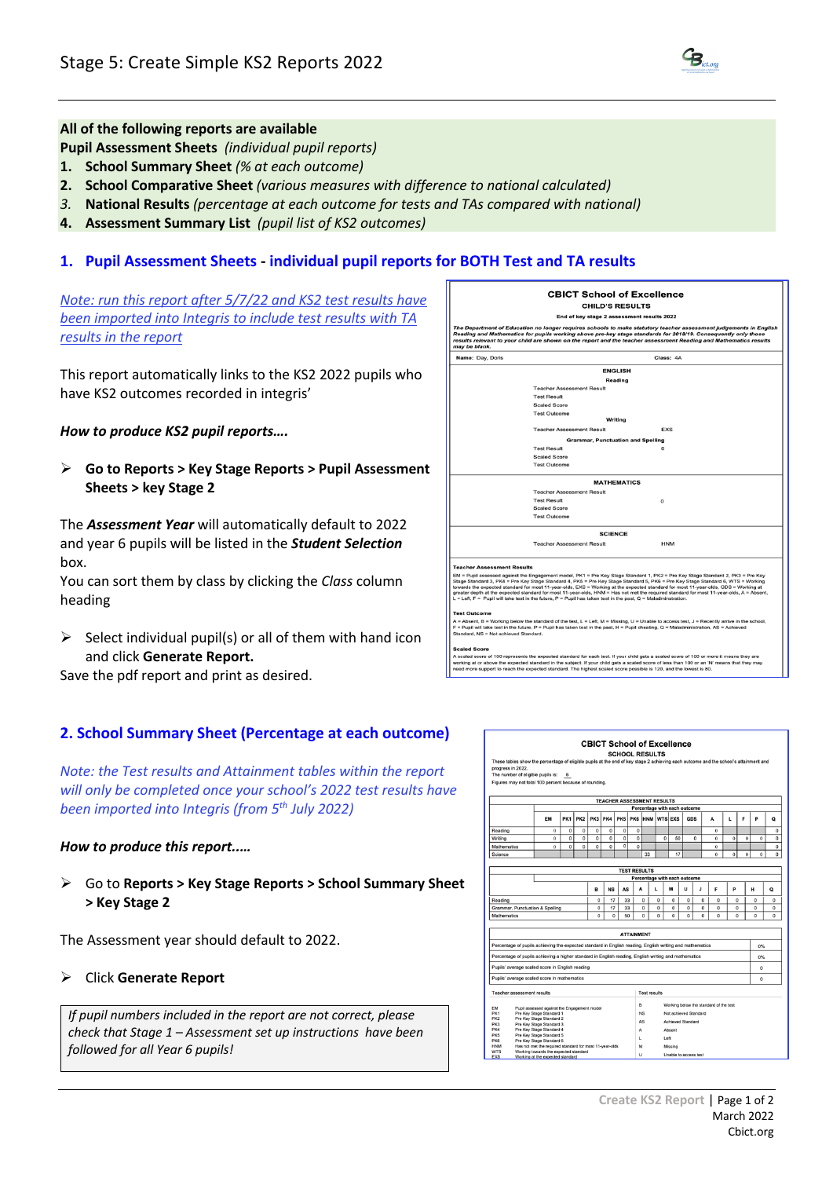# Stage 5: Create Simple KS2 Reports 2022

**All of the following reports are available**

**Pupil Assessment Sheets** *(individual pupil reports)*

1. **School Summary Sheet** *(% at each outcome)*
2. **School Comparative Sheet** *(various measures with difference to national calculated)*
3. **National Results** *(percentage at each outcome for tests and TAs compared with national)*
4. **Assessment Summary List** *(pupil list of KS2 outcomes)*

## 1. Pupil Assessment Sheets - individual pupil reports for BOTH Test and TA results

*Note: run this report after 5/7/22 and KS2 test results have been imported into Integris to include test results with TA results in the report*

This report automatically links to the KS2 2022 pupils who have KS2 outcomes recorded in integris'

***How to produce KS2 pupil reports….***

- **Go to Reports > Key Stage Reports > Pupil Assessment Sheets > key Stage 2**

The ***Assessment Year*** will automatically default to 2022 and year 6 pupils will be listed in the ***Student Selection*** box.

You can sort them by class by clicking the *Class* column heading

- Select individual pupil(s) or all of them with hand icon and click **Generate Report.**

Save the pdf report and print as desired.

**CBICT School of Excellence**
**CHILD'S RESULTS**
**End of key stage 2 assessment results 2022**

*The Department of Education no longer requires schools to make statutory teacher assessment judgements in English Reading and Mathematics for pupils working above pre-key stage standards for 2018/19. Consequently only those results relevant to your child are shown on the report and the teacher assessment Reading and Mathematics results may be blank.*

Name: Day, Doris — Class: 4A

**ENGLISH**

**Reading**

| | |
|---|---|
| Teacher Assessment Result | |
| Test Result | |
| Scaled Score | |
| Test Outcome | |

**Writing**

| | |
|---|---|
| Teacher Assessment Result | EXS |

**Grammar, Punctuation and Spelling**

| | |
|---|---|
| Test Result | 0 |
| Scaled Score | |
| Test Outcome | |

**MATHEMATICS**

| | |
|---|---|
| Teacher Assessment Result | |
| Test Result | 0 |
| Scaled Score | |
| Test Outcome | |

**SCIENCE**

| | |
|---|---|
| Teacher Assessment Result | HNM |

**Teacher Assessment Results**

EM = Pupil assessed against the Engagement model, PK1 = Pre Key Stage Standard 1, PK2 = Pre Key Stage Standard 2, PK3 = Pre Key Stage Standard 3, PK4 = Pre Key Stage Standard 4, PK5 = Pre Key Stage Standard 5, PK6 = Pre Key Stage Standard 6, WTS = Working towards the expected standard for most 11-year-olds, EXS = Working at the expected standard for most 11-year-olds, GDS = Working at greater depth at the expected standard for most 11-year-olds, HNM = Has not met the required standard for most 11-year-olds, A = Absent, L = Left, F = Pupil will take test in the future, P = Pupil has taken test in the past, Q = Maladministration.

**Test Outcome**

A = Absent, B = Working below the standard of the test, L = Left, M = Missing, U = Unable to access test, J = Recently arrive in the school, F = Pupil will take test in the future, P = Pupil has taken test in the past, H = Pupil cheating, Q = Maladministration, AS = Achieved Standard, NS = Not achieved Standard.

**Scaled Score**

A scaled score of 100 represents the expected standard for each test. If your child gets a scaled score of 100 or more it means they are working at or above the expected standard in the subject. If your child gets a scaled score of less than 100 or an 'N' means that they may need more support to reach the expected standard. The highest scaled score possible is 120, and the lowest is 80.

## 2. School Summary Sheet (Percentage at each outcome)

*Note: the Test results and Attainment tables within the report will only be completed once your school's 2022 test results have been imported into Integris (from 5th July 2022)*

***How to produce this report.….***

- Go to **Reports > Key Stage Reports > School Summary Sheet > Key Stage 2**

The Assessment year should default to 2022.

- Click **Generate Report**

*If pupil numbers included in the report are not correct, please check that Stage 1 – Assessment set up instructions have been followed for all Year 6 pupils!*

**CBICT School of Excellence**
**SCHOOL RESULTS**

These tables show the percentage of eligible pupils at the end of key stage 2 achieving each outcome and the school's attainment and progress in 2022.
The number of eligible pupils is: 6
Figures may not total 100 percent because of rounding.

**TEACHER ASSESSMENT RESULTS** (Percentage with each outcome)

| | EM | PK1 | PK2 | PK3 | PK4 | PK5 | PK6 | HNM | WTS | EXS | GDS | A | L | F | P | Q |
|---|---|---|---|---|---|---|---|---|---|---|---|---|---|---|---|---|
| Reading | 0 | 0 | 0 | 0 | 0 | 0 | 0 | | | | | 0 | | | | 0 |
| Writing | 0 | 0 | 0 | 0 | 0 | 0 | 0 | | 0 | 50 | 0 | 0 | 0 | 0 | 0 | 0 |
| Mathematics | 0 | 0 | 0 | 0 | 0 | 0 | 0 | | | | | 0 | | | | 0 |
| Science | | | | | | | | 33 | | 17 | | 0 | 0 | 0 | 0 | 0 |

**TEST RESULTS** (Percentage with each outcome)

| | B | NS | AS | A | L | M | U | J | F | P | H | Q |
|---|---|---|---|---|---|---|---|---|---|---|---|---|
| Reading | 0 | 17 | 33 | 0 | 0 | 0 | 0 | 0 | 0 | 0 | 0 | 0 |
| Grammar, Punctuation & Spelling | 0 | 17 | 33 | 0 | 0 | 0 | 0 | 0 | 0 | 0 | 0 | 0 |
| Mathematics | 0 | 0 | 50 | 0 | 0 | 0 | 0 | 0 | 0 | 0 | 0 | 0 |

**ATTAINMENT**

| | |
|---|---|
| Percentage of pupils achieving the expected standard in English reading, English writing and mathematics | 0% |
| Percentage of pupils achieving a higher standard in English reading, English writing and mathematics | 0% |
| Pupils' average scaled score in English reading | 0 |
| Pupils' average scaled score in mathematics | 0 |

Teacher assessment results

| | |
|---|---|
| EM | Pupil assessed against the Engagement model |
| PK1 | Pre Key Stage Standard 1 |
| PK2 | Pre Key Stage Standard 2 |
| PK3 | Pre Key Stage Standard 3 |
| PK4 | Pre Key Stage Standard 4 |
| PK5 | Pre Key Stage Standard 5 |
| PK6 | Pre Key Stage Standard 6 |
| HNM | Has not met the required standard for most 11-year-olds |
| WTS | Working towards the expected standard |
| EXS | Working at the expected standard |

Test results

| | |
|---|---|
| B | Working below the standard of the test |
| NS | Not achieved Standard |
| AS | Achieved Standard |
| A | Absent |
| L | Left |
| M | Missing |
| U | Unable to access test |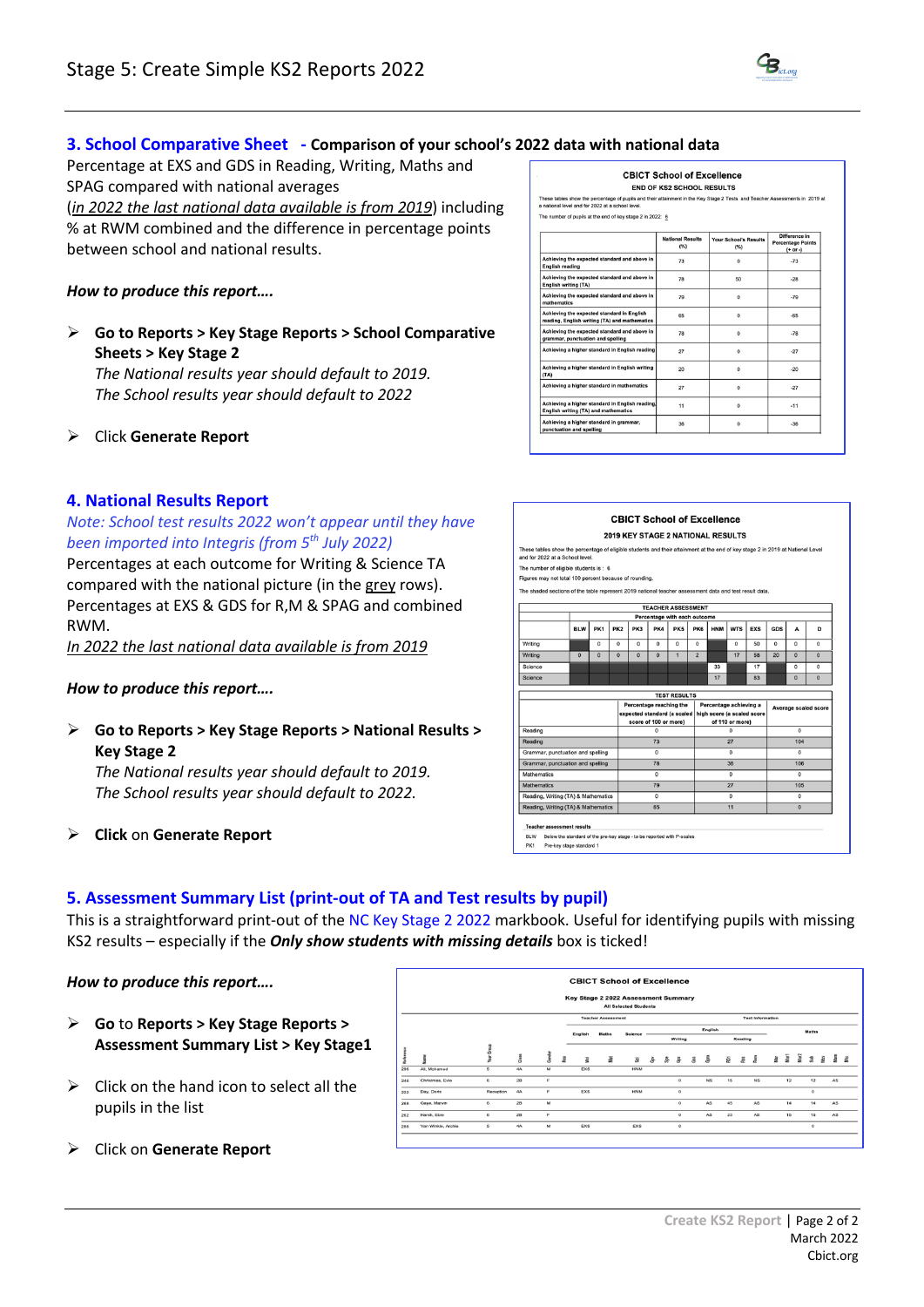## 3. School Comparative Sheet - Comparison of your school's 2022 data with national data

Percentage at EXS and GDS in Reading, Writing, Maths and SPAG compared with national averages (*in 2022 the last national data available is from 2019*) including % at RWM combined and the difference in percentage points between school and national results.

***How to produce this report….***

- **Go to Reports > Key Stage Reports > School Comparative Sheets > Key Stage 2**
  *The National results year should default to 2019.*
  *The School results year should default to 2022*
- Click **Generate Report**

**CBICT School of Excellence**

**END OF KS2 SCHOOL RESULTS**

These tables show the percentage of pupils and their attainment in the Key Stage 2 Tests and Teacher Assessments in 2019 at a national level and for 2022 at a school level.

The number of pupils at the end of key stage 2 in 2022: 6

| | National Results (%) | Your School's Results (%) | Difference in Percentage Points (+ or -) |
|---|---|---|---|
| Achieving the expected standard and above in English reading | 73 | 0 | -73 |
| Achieving the expected standard and above in English writing (TA) | 78 | 50 | -28 |
| Achieving the expected standard and above in mathematics | 79 | 0 | -79 |
| Achieving the expected standard in English reading, English writing (TA) and mathematics | 65 | 0 | -65 |
| Achieving the expected standard and above in grammar, punctuation and spelling | 78 | 0 | -78 |
| Achieving a higher standard in English reading | 27 | 0 | -27 |
| Achieving a higher standard in English writing (TA) | 20 | 0 | -20 |
| Achieving a higher standard in mathematics | 27 | 0 | -27 |
| Achieving a higher standard in English reading, English writing (TA) and mathematics | 11 | 0 | -11 |
| Achieving a higher standard in grammar, punctuation and spelling | 36 | 0 | -36 |

## 4. National Results Report

*Note: School test results 2022 won't appear until they have been imported into Integris (from 5th July 2022)*

Percentages at each outcome for Writing & Science TA compared with the national picture (in the grey rows).
Percentages at EXS & GDS for R,M & SPAG and combined RWM.
*In 2022 the last national data available is from 2019*

***How to produce this report….***

- **Go to Reports > Key Stage Reports > National Results > Key Stage 2**
  *The National results year should default to 2019.*
  *The School results year should default to 2022.*
- **Click** on **Generate Report**

**CBICT School of Excellence**

**2019 KEY STAGE 2 NATIONAL RESULTS**

These tables show the percentage of eligible students and their attainment at the end of key stage 2 in 2019 at National Level and for 2022 at a School level.

The number of eligible students is : 6

Figures may not total 100 percent because of rounding.

The shaded sections of the table represent 2019 national teacher assessment data and test result data.

| TEACHER ASSESSMENT – Percentage with each outcome | BLW | PK1 | PK2 | PK3 | PK4 | PK5 | PK6 | HNM | WTS | EXS | GDS | A | D |
|---|---|---|---|---|---|---|---|---|---|---|---|---|---|
| Writing | | 0 | 0 | 0 | 0 | 0 | 0 | | 0 | 50 | 0 | 0 | 0 |
| Writing | 0 | 0 | 0 | 0 | 0 | 1 | 2 | | 17 | 58 | 20 | 0 | 0 |
| Science | | | | | | | | 33 | | 17 | | 0 | 0 |
| Science | | | | | | | | 17 | | 83 | | 0 | 0 |

| TEST RESULTS | Percentage reaching the expected standard (a scaled score of 100 or more) | Percentage achieving a high score (a scaled score of 110 or more) | Average scaled score |
|---|---|---|---|
| Reading | 0 | 0 | 0 |
| Reading | 73 | 27 | 104 |
| Grammar, punctuation and spelling | 0 | 0 | 0 |
| Grammar, punctuation and spelling | 78 | 36 | 106 |
| Mathematics | 0 | 0 | 0 |
| Mathematics | 79 | 27 | 105 |
| Reading, Writing (TA) & Mathematics | 0 | 0 | 0 |
| Reading, Writing (TA) & Mathematics | 65 | 11 | 0 |

Teacher assessment results

BLW Below the standard of the pre-key stage - to be reported with P-scales

PK1 Pre-key stage standard 1

## 5. Assessment Summary List (print-out of TA and Test results by pupil)

This is a straightforward print-out of the NC Key Stage 2 2022 markbook. Useful for identifying pupils with missing KS2 results – especially if the ***Only show students with missing details*** box is ticked!

***How to produce this report….***

- **Go** to **Reports > Key Stage Reports > Assessment Summary List > Key Stage1**
- Click on the hand icon to select all the pupils in the list
- Click on **Generate Report**

**CBICT School of Excellence**

**Key Stage 2 2022 Assessment Summary**

**All Selected Students**

| Reference | Name | Year Group | Class | Gender | English | Maths | Science | Writing | Reading | Maths |
|---|---|---|---|---|---|---|---|---|---|---|
| 286 | Ali, Mohamed | 6 | 4A | M | EXS | | HNM | | | |
| 246 | Christmas, Evie | 6 | 2B | F | | | | 0 NS | 15 NS | 12 12 AS |
| 222 | Day, Doris | Reception | 4A | F | EXS | | HNM | 0 | | 0 |
| 266 | Gaye, Marvin | 6 | 2B | M | | | | 0 AS | 45 AS | 14 14 AS |
| 252 | Harsh, Elsie | 6 | 2B | F | | | | 0 AS | 23 AS | 10 14 AS |
| 286 | Van Winkle, Archie | 6 | 4A | M | EXS | | EXS | 0 | | 0 |